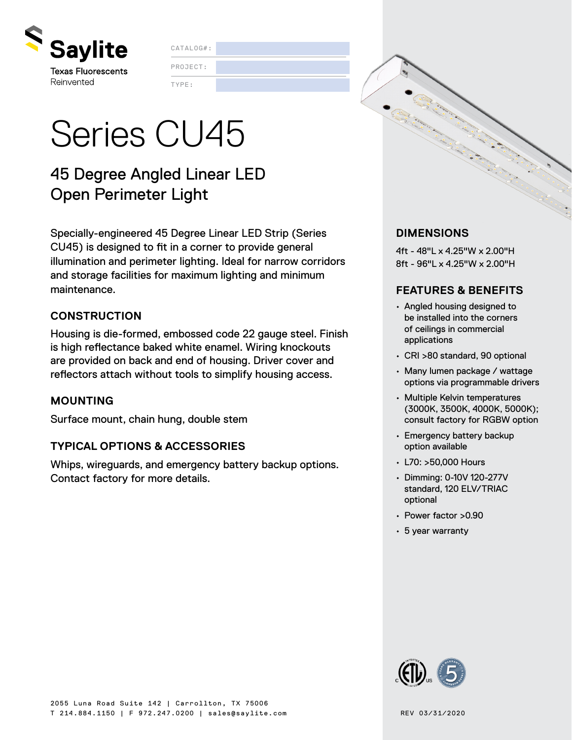Saylite

Texas Fluorescents Reinvented

CATALOG#:

PROJECT:

TYPE:

# Series CU45

## 45 Degree Angled Linear LED Open Perimeter Light

Specially-engineered 45 Degree Linear LED Strip (Series CU45) is designed to fit in a corner to provide general illumination and perimeter lighting. Ideal for narrow corridors and storage facilities for maximum lighting and minimum maintenance.

### CONSTRUCTION

Housing is die-formed, embossed code 22 gauge steel. Finish is high reflectance baked white enamel. Wiring knockouts are provided on back and end of housing. Driver cover and reflectors attach without tools to simplify housing access.

### MOUNTING

Surface mount, chain hung, double stem

### TYPICAL OPTIONS & ACCESSORIES

Whips, wireguards, and emergency battery backup options. Contact factory for more details.

### DIMENSIONS

4ft - 48"L x 4.25"W x 2.00"H
8ft - 96"L x 4.25"W x 2.00"H

### FEATURES & BENEFITS

- Angled housing designed to be installed into the corners of ceilings in commercial applications
- CRI >80 standard, 90 optional
- Many lumen package / wattage options via programmable drivers
- Multiple Kelvin temperatures (3000K, 3500K, 4000K, 5000K); consult factory for RGBW option
- Emergency battery backup option available
- L70: >50,000 Hours
- Dimming: 0-10V 120-277V standard, 120 ELV/TRIAC optional
- Power factor >0.90
- 5 year warranty

2055 Luna Road Suite 142 | Carrollton, TX 75006
T 214.884.1150 | F 972.247.0200 | sales@saylite.com

REV 03/31/2020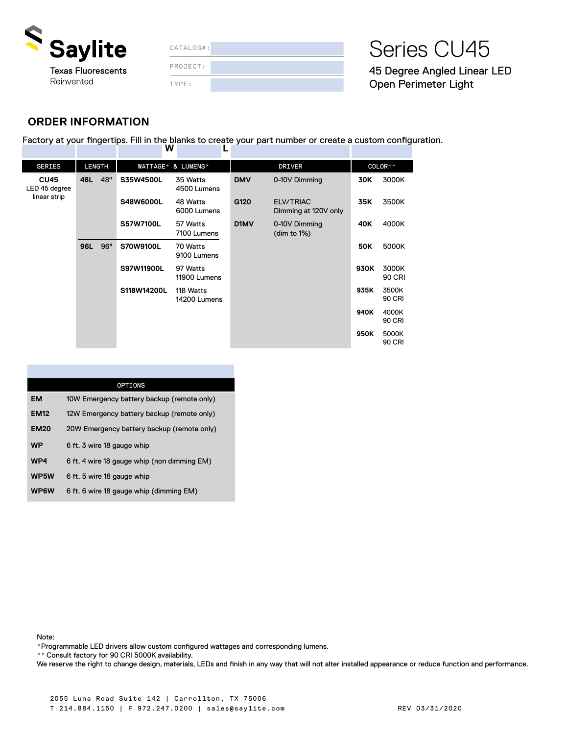Saylite

Texas Fluorescents Reinvented

CATALOG#:

PROJECT:

TYPE:

# Series CU45

45 Degree Angled Linear LED Open Perimeter Light

## ORDER INFORMATION

Factory at your fingertips. Fill in the blanks to create your part number or create a custom configuration.

| SERIES | LENGTH | | WATTAGE* & LUMENS* | | DRIVER | | COLOR** | |
|---|---|---|---|---|---|---|---|---|
| **CU45** LED 45 degree linear strip | **48L** | 48" | **S35W4500L** | 35 Watts 4500 Lumens | **DMV** | 0-10V Dimming | **30K** | 3000K |
| | | | **S48W6000L** | 48 Watts 6000 Lumens | **G120** | ELV/TRIAC Dimming at 120V only | **35K** | 3500K |
| | | | **S57W7100L** | 57 Watts 7100 Lumens | **D1MV** | 0-10V Dimming (dim to 1%) | **40K** | 4000K |
| | **96L** | 96" | **S70W9100L** | 70 Watts 9100 Lumens | | | **50K** | 5000K |
| | | | **S97W11900L** | 97 Watts 11900 Lumens | | | **930K** | 3000K 90 CRI |
| | | | **S118W14200L** | 118 Watts 14200 Lumens | | | **935K** | 3500K 90 CRI |
| | | | | | | | **940K** | 4000K 90 CRI |
| | | | | | | | **950K** | 5000K 90 CRI |

| OPTIONS | |
|---|---|
| **EM** | 10W Emergency battery backup (remote only) |
| **EM12** | 12W Emergency battery backup (remote only) |
| **EM20** | 20W Emergency battery backup (remote only) |
| **WP** | 6 ft. 3 wire 18 gauge whip |
| **WP4** | 6 ft. 4 wire 18 gauge whip (non dimming EM) |
| **WP5W** | 6 ft. 5 wire 18 gauge whip |
| **WP6W** | 6 ft. 6 wire 18 gauge whip (dimming EM) |

Note:
*Programmable LED drivers allow custom configured wattages and corresponding lumens.
** Consult factory for 90 CRI 5000K availability.
We reserve the right to change design, materials, LEDs and finish in any way that will not alter installed appearance or reduce function and performance.

2055 Luna Road Suite 142 | Carrollton, TX 75006
T 214.884.1150 | F 972.247.0200 | sales@saylite.com

REV 03/31/2020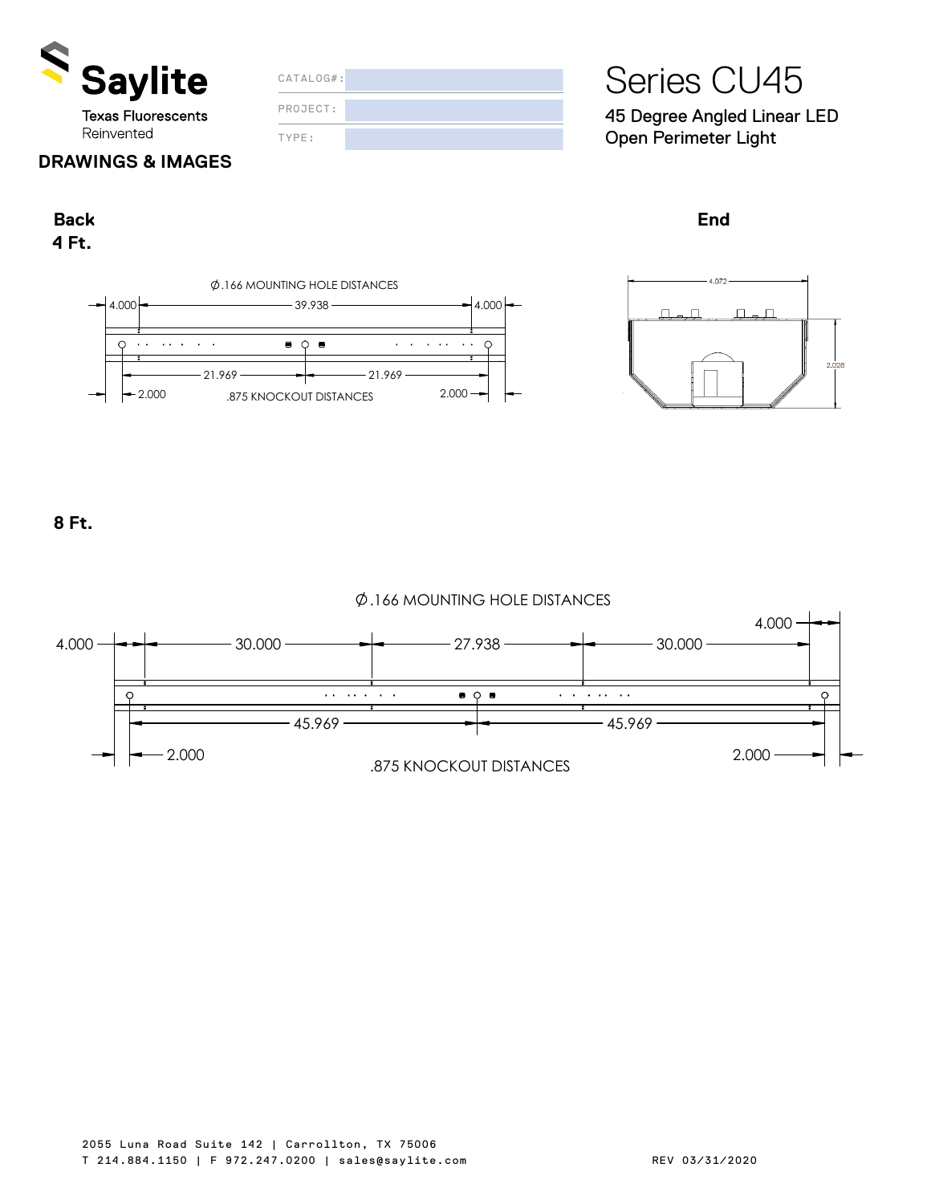**Saylite**

Texas Fluorescents Reinvented

CATALOG#:

PROJECT:

TYPE:

# Series CU45

45 Degree Angled Linear LED Open Perimeter Light

## DRAWINGS & IMAGES

### Back

### 4 Ft.

∅.166 MOUNTING HOLE DISTANCES

4.000

39.938

4.000

21.969

21.969

2.000

.875 KNOCKOUT DISTANCES

2.000

### End

4.072

2.028

### 8 Ft.

∅.166 MOUNTING HOLE DISTANCES

4.000

4.000

30.000

27.938

30.000

45.969

45.969

2.000

.875 KNOCKOUT DISTANCES

2.000

2055 Luna Road Suite 142 | Carrollton, TX 75006
T 214.884.1150 | F 972.247.0200 | sales@saylite.com

REV 03/31/2020